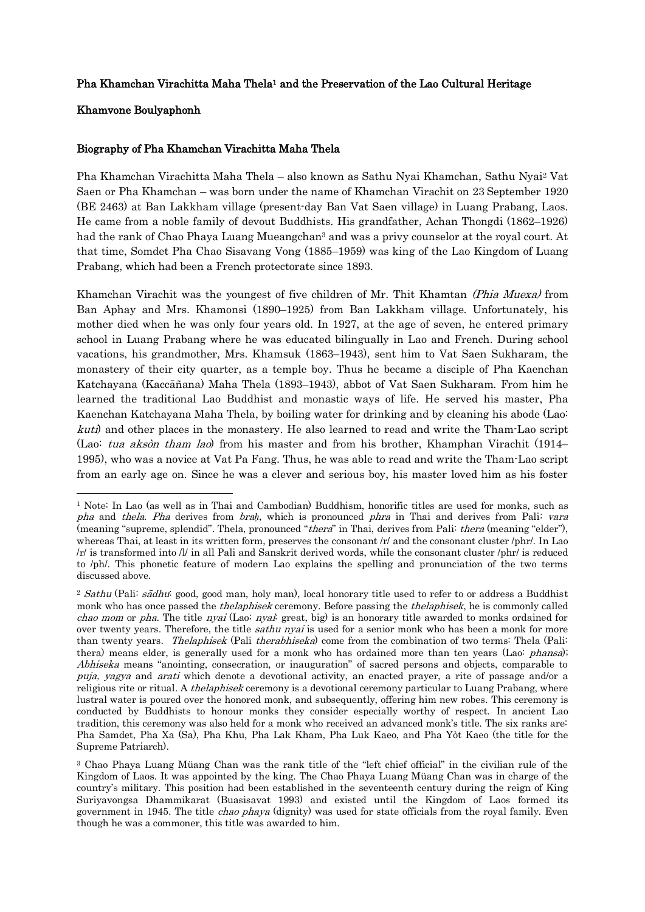# Pha Khamchan Virachitta Maha Thela[1] and the Preservation of the Lao Cultural Heritage

**Khamvone Boulyaphonh**

## Biography of Pha Khamchan Virachitta Maha Thela

Pha Khamchan Virachitta Maha Thela – also known as Sathu Nyai Khamchan, Sathu Nyai[2] Vat Saen or Pha Khamchan – was born under the name of Khamchan Virachit on 23 September 1920 (BE 2463) at Ban Lakkham village (present-day Ban Vat Saen village) in Luang Prabang, Laos. He came from a noble family of devout Buddhists. His grandfather, Achan Thongdi (1862–1926) had the rank of Chao Phaya Luang Mueangchan[3] and was a privy counselor at the royal court. At that time, Somdet Pha Chao Sisavang Vong (1885–1959) was king of the Lao Kingdom of Luang Prabang, which had been a French protectorate since 1893.

Khamchan Virachit was the youngest of five children of Mr. Thit Khamtan *(Phia Muexa)* from Ban Aphay and Mrs. Khamonsi (1890–1925) from Ban Lakkham village. Unfortunately, his mother died when he was only four years old. In 1927, at the age of seven, he entered primary school in Luang Prabang where he was educated bilingually in Lao and French. During school vacations, his grandmother, Mrs. Khamsuk (1863–1943), sent him to Vat Saen Sukharam, the monastery of their city quarter, as a temple boy. Thus he became a disciple of Pha Kaenchan Katchayana (Kaccāñana) Maha Thela (1893–1943), abbot of Vat Saen Sukharam. From him he learned the traditional Lao Buddhist and monastic ways of life. He served his master, Pha Kaenchan Katchayana Maha Thela, by boiling water for drinking and by cleaning his abode (Lao: *kuti*) and other places in the monastery. He also learned to read and write the Tham-Lao script (Lao: *tua aksòn tham lao*) from his master and from his brother, Khamphan Virachit (1914–1995), who was a novice at Vat Pa Fang. Thus, he was able to read and write the Tham-Lao script from an early age on. Since he was a clever and serious boy, his master loved him as his foster

---

[1] Note: In Lao (as well as in Thai and Cambodian) Buddhism, honorific titles are used for monks, such as *pha* and *thela*. *Pha* derives from *braḥ*, which is pronounced *phra* in Thai and derives from Pali: *vara* (meaning "supreme, splendid". Thela, pronounced "*thera*" in Thai, derives from Pali: *thera* (meaning "elder"), whereas Thai, at least in its written form, preserves the consonant /r/ and the consonant cluster /phr/. In Lao /r/ is transformed into /l/ in all Pali and Sanskrit derived words, while the consonant cluster /phr/ is reduced to /ph/. This phonetic feature of modern Lao explains the spelling and pronunciation of the two terms discussed above.

[2] *Sathu* (Pali: *sādhu*: good, good man, holy man), local honorary title used to refer to or address a Buddhist monk who has once passed the *thelaphisek* ceremony. Before passing the *thelaphisek*, he is commonly called *chao mom* or *pha*. The title *nyai* (Lao: *nyai*: great, big) is an honorary title awarded to monks ordained for over twenty years. Therefore, the title *sathu nyai* is used for a senior monk who has been a monk for more than twenty years. *Thelaphisek* (Pali *therabhiseka*) come from the combination of two terms: Thela (Pali: thera) means elder, is generally used for a monk who has ordained more than ten years (Lao: *phansa*); *Abhiseka* means "anointing, consecration, or inauguration" of sacred persons and objects, comparable to *puja, yagya* and *arati* which denote a devotional activity, an enacted prayer, a rite of passage and/or a religious rite or ritual. A *thelaphisek* ceremony is a devotional ceremony particular to Luang Prabang, where lustral water is poured over the honored monk, and subsequently, offering him new robes. This ceremony is conducted by Buddhists to honour monks they consider especially worthy of respect. In ancient Lao tradition, this ceremony was also held for a monk who received an advanced monk's title. The six ranks are: Pha Samdet, Pha Xa (Sa), Pha Khu, Pha Lak Kham, Pha Luk Kaeo, and Pha Yòt Kaeo (the title for the Supreme Patriarch).

[3] Chao Phaya Luang Müang Chan was the rank title of the "left chief official" in the civilian rule of the Kingdom of Laos. It was appointed by the king. The Chao Phaya Luang Müang Chan was in charge of the country's military. This position had been established in the seventeenth century during the reign of King Suriyavongsa Dhammikarat (Buasisavat 1993) and existed until the Kingdom of Laos formed its government in 1945. The title *chao phaya* (dignity) was used for state officials from the royal family. Even though he was a commoner, this title was awarded to him.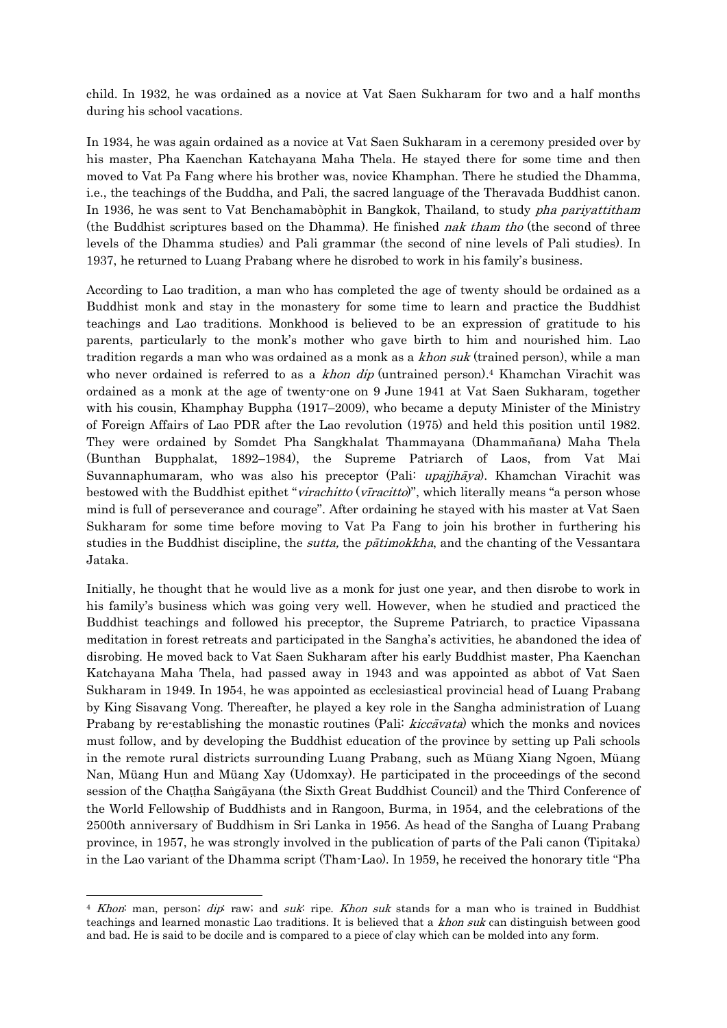child. In 1932, he was ordained as a novice at Vat Saen Sukharam for two and a half months during his school vacations.

In 1934, he was again ordained as a novice at Vat Saen Sukharam in a ceremony presided over by his master, Pha Kaenchan Katchayana Maha Thela. He stayed there for some time and then moved to Vat Pa Fang where his brother was, novice Khamphan. There he studied the Dhamma, i.e., the teachings of the Buddha, and Pali, the sacred language of the Theravada Buddhist canon. In 1936, he was sent to Vat Benchamabòphit in Bangkok, Thailand, to study *pha pariyattitham* (the Buddhist scriptures based on the Dhamma). He finished *nak tham tho* (the second of three levels of the Dhamma studies) and Pali grammar (the second of nine levels of Pali studies). In 1937, he returned to Luang Prabang where he disrobed to work in his family's business.

According to Lao tradition, a man who has completed the age of twenty should be ordained as a Buddhist monk and stay in the monastery for some time to learn and practice the Buddhist teachings and Lao traditions. Monkhood is believed to be an expression of gratitude to his parents, particularly to the monk's mother who gave birth to him and nourished him. Lao tradition regards a man who was ordained as a monk as a *khon suk* (trained person), while a man who never ordained is referred to as a *khon dip* (untrained person).[4] Khamchan Virachit was ordained as a monk at the age of twenty-one on 9 June 1941 at Vat Saen Sukharam, together with his cousin, Khamphay Buppha (1917–2009), who became a deputy Minister of the Ministry of Foreign Affairs of Lao PDR after the Lao revolution (1975) and held this position until 1982. They were ordained by Somdet Pha Sangkhalat Thammayana (Dhammañana) Maha Thela (Bunthan Bupphalat, 1892–1984), the Supreme Patriarch of Laos, from Vat Mai Suvannaphumaram, who was also his preceptor (Pali: *upajjhāya*). Khamchan Virachit was bestowed with the Buddhist epithet "*virachitto* (*vīracitto*)", which literally means "a person whose mind is full of perseverance and courage". After ordaining he stayed with his master at Vat Saen Sukharam for some time before moving to Vat Pa Fang to join his brother in furthering his studies in the Buddhist discipline, the *sutta,* the *pātimokkha*, and the chanting of the Vessantara Jataka.

Initially, he thought that he would live as a monk for just one year, and then disrobe to work in his family's business which was going very well. However, when he studied and practiced the Buddhist teachings and followed his preceptor, the Supreme Patriarch, to practice Vipassana meditation in forest retreats and participated in the Sangha's activities, he abandoned the idea of disrobing. He moved back to Vat Saen Sukharam after his early Buddhist master, Pha Kaenchan Katchayana Maha Thela, had passed away in 1943 and was appointed as abbot of Vat Saen Sukharam in 1949. In 1954, he was appointed as ecclesiastical provincial head of Luang Prabang by King Sisavang Vong. Thereafter, he played a key role in the Sangha administration of Luang Prabang by re-establishing the monastic routines (Pali: *kiccāvata*) which the monks and novices must follow, and by developing the Buddhist education of the province by setting up Pali schools in the remote rural districts surrounding Luang Prabang, such as Müang Xiang Ngoen, Müang Nan, Müang Hun and Müang Xay (Udomxay). He participated in the proceedings of the second session of the Chaṭṭha Saṅgāyana (the Sixth Great Buddhist Council) and the Third Conference of the World Fellowship of Buddhists and in Rangoon, Burma, in 1954, and the celebrations of the 2500th anniversary of Buddhism in Sri Lanka in 1956. As head of the Sangha of Luang Prabang province, in 1957, he was strongly involved in the publication of parts of the Pali canon (Tipitaka) in the Lao variant of the Dhamma script (Tham-Lao). In 1959, he received the honorary title "Pha

---

[4] *Khon*: man, person; *dip*: raw; and *suk*: ripe. *Khon suk* stands for a man who is trained in Buddhist teachings and learned monastic Lao traditions. It is believed that a *khon suk* can distinguish between good and bad. He is said to be docile and is compared to a piece of clay which can be molded into any form.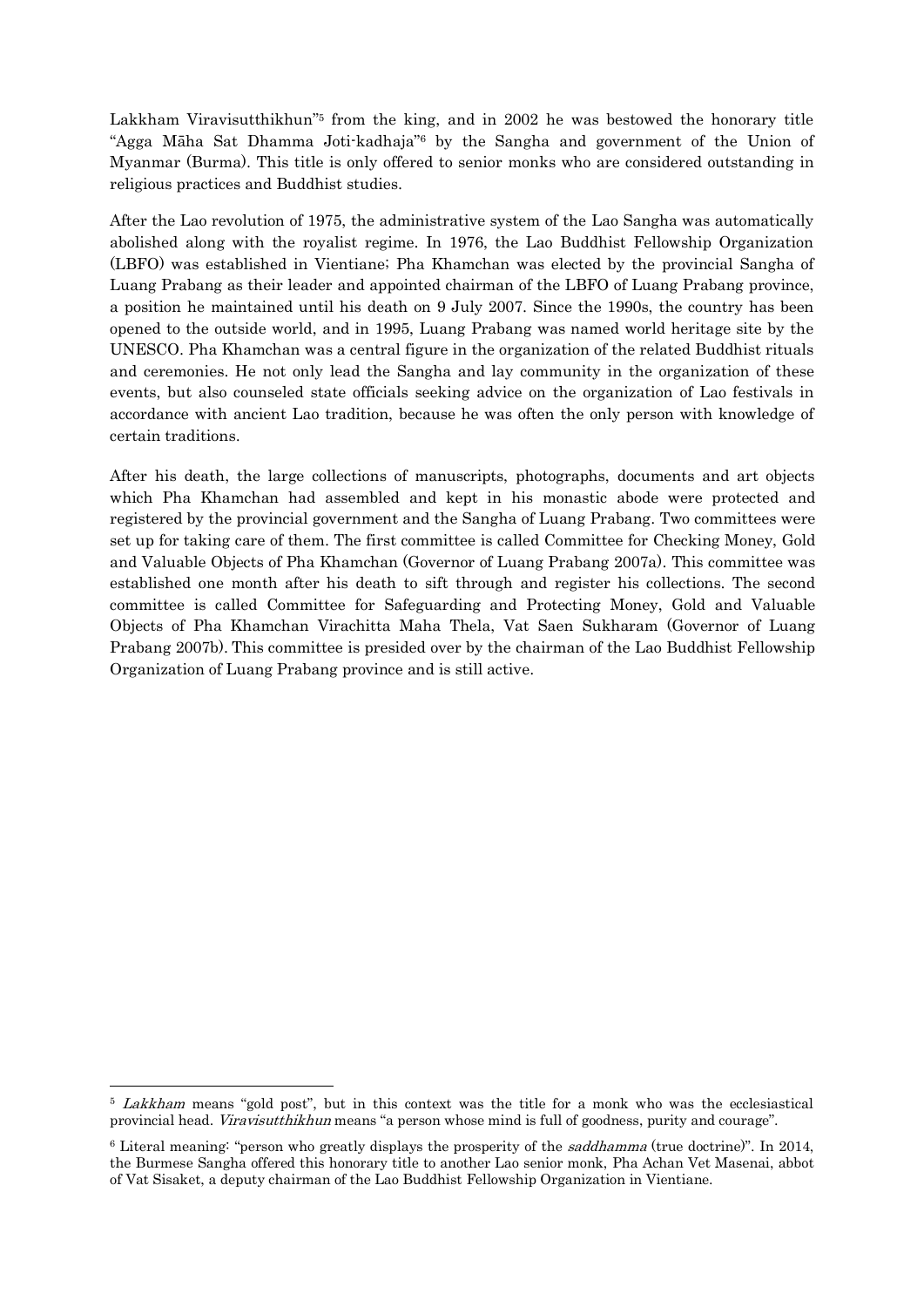Lakkham Viravisutthikhun"[5] from the king, and in 2002 he was bestowed the honorary title "Agga Māha Sat Dhamma Joti-kadhaja"[6] by the Sangha and government of the Union of Myanmar (Burma). This title is only offered to senior monks who are considered outstanding in religious practices and Buddhist studies.

After the Lao revolution of 1975, the administrative system of the Lao Sangha was automatically abolished along with the royalist regime. In 1976, the Lao Buddhist Fellowship Organization (LBFO) was established in Vientiane; Pha Khamchan was elected by the provincial Sangha of Luang Prabang as their leader and appointed chairman of the LBFO of Luang Prabang province, a position he maintained until his death on 9 July 2007. Since the 1990s, the country has been opened to the outside world, and in 1995, Luang Prabang was named world heritage site by the UNESCO. Pha Khamchan was a central figure in the organization of the related Buddhist rituals and ceremonies. He not only lead the Sangha and lay community in the organization of these events, but also counseled state officials seeking advice on the organization of Lao festivals in accordance with ancient Lao tradition, because he was often the only person with knowledge of certain traditions.

After his death, the large collections of manuscripts, photographs, documents and art objects which Pha Khamchan had assembled and kept in his monastic abode were protected and registered by the provincial government and the Sangha of Luang Prabang. Two committees were set up for taking care of them. The first committee is called Committee for Checking Money, Gold and Valuable Objects of Pha Khamchan (Governor of Luang Prabang 2007a). This committee was established one month after his death to sift through and register his collections. The second committee is called Committee for Safeguarding and Protecting Money, Gold and Valuable Objects of Pha Khamchan Virachitta Maha Thela, Vat Saen Sukharam (Governor of Luang Prabang 2007b). This committee is presided over by the chairman of the Lao Buddhist Fellowship Organization of Luang Prabang province and is still active.

---

[5] *Lakkham* means "gold post", but in this context was the title for a monk who was the ecclesiastical provincial head. *Viravisutthikhun* means "a person whose mind is full of goodness, purity and courage".

[6] Literal meaning: "person who greatly displays the prosperity of the *saddhamma* (true doctrine)". In 2014, the Burmese Sangha offered this honorary title to another Lao senior monk, Pha Achan Vet Masenai, abbot of Vat Sisaket, a deputy chairman of the Lao Buddhist Fellowship Organization in Vientiane.